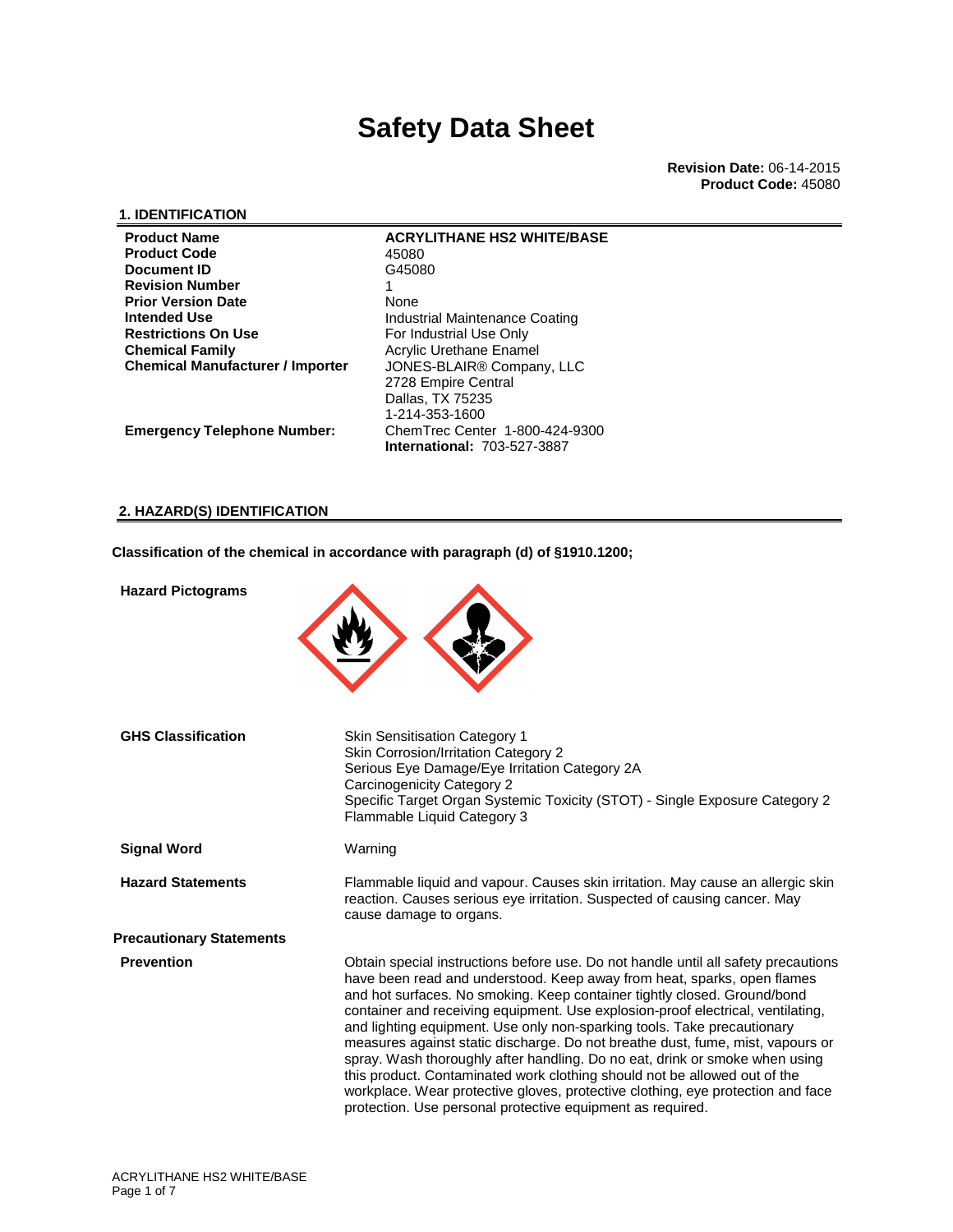# Safety Data Sheet

**Revision Date:** 06-14-2015
**Product Code:** 45080

## 1. IDENTIFICATION

| | |
|---|---|
| **Product Name** | **ACRYLITHANE HS2 WHITE/BASE** |
| **Product Code** | 45080 |
| **Document ID** | G45080 |
| **Revision Number** | 1 |
| **Prior Version Date** | None |
| **Intended Use** | Industrial Maintenance Coating |
| **Restrictions On Use** | For Industrial Use Only |
| **Chemical Family** | Acrylic Urethane Enamel |
| **Chemical Manufacturer / Importer** | JONES-BLAIR® Company, LLC<br>2728 Empire Central<br>Dallas, TX 75235<br>1-214-353-1600 |
| **Emergency Telephone Number:** | ChemTrec Center 1-800-424-9300<br>**International:** 703-527-3887 |

## 2. HAZARD(S) IDENTIFICATION

**Classification of the chemical in accordance with paragraph (d) of §1910.1200;**

**Hazard Pictograms**

**GHS Classification**

Skin Sensitisation Category 1
Skin Corrosion/Irritation Category 2
Serious Eye Damage/Eye Irritation Category 2A
Carcinogenicity Category 2
Specific Target Organ Systemic Toxicity (STOT) - Single Exposure Category 2
Flammable Liquid Category 3

**Signal Word**

Warning

**Hazard Statements**

Flammable liquid and vapour. Causes skin irritation. May cause an allergic skin reaction. Causes serious eye irritation. Suspected of causing cancer. May cause damage to organs.

**Precautionary Statements**

**Prevention**

Obtain special instructions before use. Do not handle until all safety precautions have been read and understood. Keep away from heat, sparks, open flames and hot surfaces. No smoking. Keep container tightly closed. Ground/bond container and receiving equipment. Use explosion-proof electrical, ventilating, and lighting equipment. Use only non-sparking tools. Take precautionary measures against static discharge. Do not breathe dust, fume, mist, vapours or spray. Wash thoroughly after handling. Do no eat, drink or smoke when using this product. Contaminated work clothing should not be allowed out of the workplace. Wear protective gloves, protective clothing, eye protection and face protection. Use personal protective equipment as required.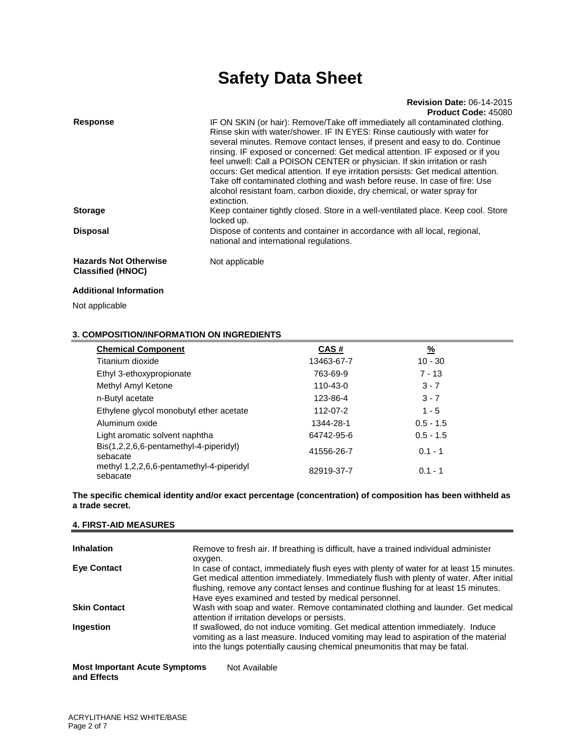| | |
|---|---|
| **Response** | IF ON SKIN (or hair): Remove/Take off immediately all contaminated clothing. Rinse skin with water/shower. IF IN EYES: Rinse cautiously with water for several minutes. Remove contact lenses, if present and easy to do. Continue rinsing. IF exposed or concerned: Get medical attention. IF exposed or if you feel unwell: Call a POISON CENTER or physician. If skin irritation or rash occurs: Get medical attention. If eye irritation persists: Get medical attention. Take off contaminated clothing and wash before reuse. In case of fire: Use alcohol resistant foam, carbon dioxide, dry chemical, or water spray for extinction. |
| **Storage** | Keep container tightly closed. Store in a well-ventilated place. Keep cool. Store locked up. |
| **Disposal** | Dispose of contents and container in accordance with all local, regional, national and international regulations. |
| **Hazards Not Otherwise Classified (HNOC)** | Not applicable |

**Additional Information**

Not applicable

## 3. COMPOSITION/INFORMATION ON INGREDIENTS

| Chemical Component | CAS # | % |
|---|---|---|
| Titanium dioxide | 13463-67-7 | 10 - 30 |
| Ethyl 3-ethoxypropionate | 763-69-9 | 7 - 13 |
| Methyl Amyl Ketone | 110-43-0 | 3 - 7 |
| n-Butyl acetate | 123-86-4 | 3 - 7 |
| Ethylene glycol monobutyl ether acetate | 112-07-2 | 1 - 5 |
| Aluminum oxide | 1344-28-1 | 0.5 - 1.5 |
| Light aromatic solvent naphtha | 64742-95-6 | 0.5 - 1.5 |
| Bis(1,2,2,6,6-pentamethyl-4-piperidyl) sebacate | 41556-26-7 | 0.1 - 1 |
| methyl 1,2,2,6,6-pentamethyl-4-piperidyl sebacate | 82919-37-7 | 0.1 - 1 |

**The specific chemical identity and/or exact percentage (concentration) of composition has been withheld as a trade secret.**

## 4. FIRST-AID MEASURES

| | |
|---|---|
| **Inhalation** | Remove to fresh air. If breathing is difficult, have a trained individual administer oxygen. |
| **Eye Contact** | In case of contact, immediately flush eyes with plenty of water for at least 15 minutes. Get medical attention immediately. Immediately flush with plenty of water. After initial flushing, remove any contact lenses and continue flushing for at least 15 minutes. Have eyes examined and tested by medical personnel. |
| **Skin Contact** | Wash with soap and water. Remove contaminated clothing and launder. Get medical attention if irritation develops or persists. |
| **Ingestion** | If swallowed, do not induce vomiting. Get medical attention immediately. Induce vomiting as a last measure. Induced vomiting may lead to aspiration of the material into the lungs potentially causing chemical pneumonitis that may be fatal. |
| **Most Important Acute Symptoms and Effects** | Not Available |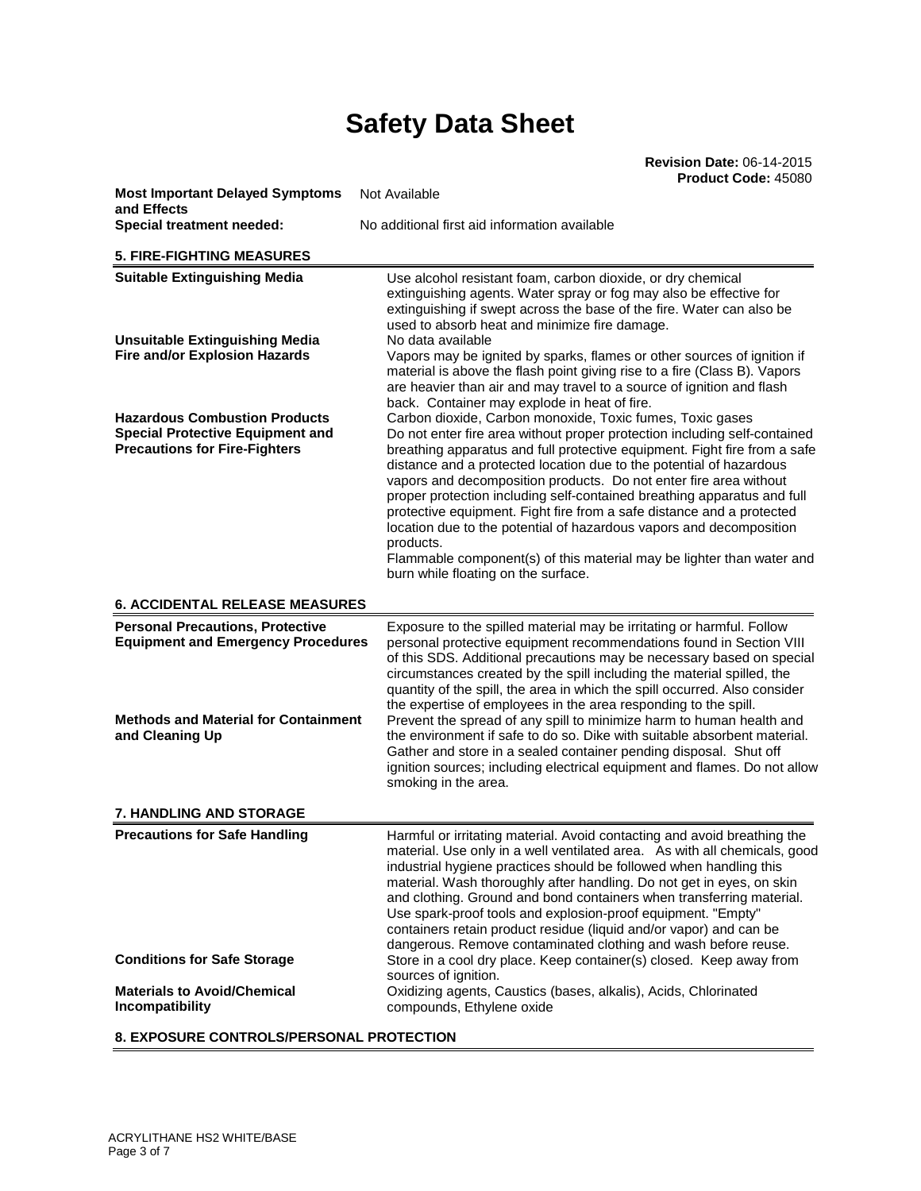# Safety Data Sheet

**Revision Date:** 06-14-2015
**Product Code:** 45080

| | |
|---|---|
| **Most Important Delayed Symptoms and Effects** | Not Available |
| **Special treatment needed:** | No additional first aid information available |

## 5. FIRE-FIGHTING MEASURES

| | |
|---|---|
| **Suitable Extinguishing Media** | Use alcohol resistant foam, carbon dioxide, or dry chemical extinguishing agents. Water spray or fog may also be effective for extinguishing if swept across the base of the fire. Water can also be used to absorb heat and minimize fire damage. |
| **Unsuitable Extinguishing Media** | No data available |
| **Fire and/or Explosion Hazards** | Vapors may be ignited by sparks, flames or other sources of ignition if material is above the flash point giving rise to a fire (Class B). Vapors are heavier than air and may travel to a source of ignition and flash back. Container may explode in heat of fire. |
| **Hazardous Combustion Products** | Carbon dioxide, Carbon monoxide, Toxic fumes, Toxic gases |
| **Special Protective Equipment and Precautions for Fire-Fighters** | Do not enter fire area without proper protection including self-contained breathing apparatus and full protective equipment. Fight fire from a safe distance and a protected location due to the potential of hazardous vapors and decomposition products. Do not enter fire area without proper protection including self-contained breathing apparatus and full protective equipment. Fight fire from a safe distance and a protected location due to the potential of hazardous vapors and decomposition products.<br>Flammable component(s) of this material may be lighter than water and burn while floating on the surface. |

## 6. ACCIDENTAL RELEASE MEASURES

| | |
|---|---|
| **Personal Precautions, Protective Equipment and Emergency Procedures** | Exposure to the spilled material may be irritating or harmful. Follow personal protective equipment recommendations found in Section VIII of this SDS. Additional precautions may be necessary based on special circumstances created by the spill including the material spilled, the quantity of the spill, the area in which the spill occurred. Also consider the expertise of employees in the area responding to the spill. |
| **Methods and Material for Containment and Cleaning Up** | Prevent the spread of any spill to minimize harm to human health and the environment if safe to do so. Dike with suitable absorbent material. Gather and store in a sealed container pending disposal. Shut off ignition sources; including electrical equipment and flames. Do not allow smoking in the area. |

## 7. HANDLING AND STORAGE

| | |
|---|---|
| **Precautions for Safe Handling** | Harmful or irritating material. Avoid contacting and avoid breathing the material. Use only in a well ventilated area. As with all chemicals, good industrial hygiene practices should be followed when handling this material. Wash thoroughly after handling. Do not get in eyes, on skin and clothing. Ground and bond containers when transferring material. Use spark-proof tools and explosion-proof equipment. "Empty" containers retain product residue (liquid and/or vapor) and can be dangerous. Remove contaminated clothing and wash before reuse. |
| **Conditions for Safe Storage** | Store in a cool dry place. Keep container(s) closed. Keep away from sources of ignition. |
| **Materials to Avoid/Chemical Incompatibility** | Oxidizing agents, Caustics (bases, alkalis), Acids, Chlorinated compounds, Ethylene oxide |

## 8. EXPOSURE CONTROLS/PERSONAL PROTECTION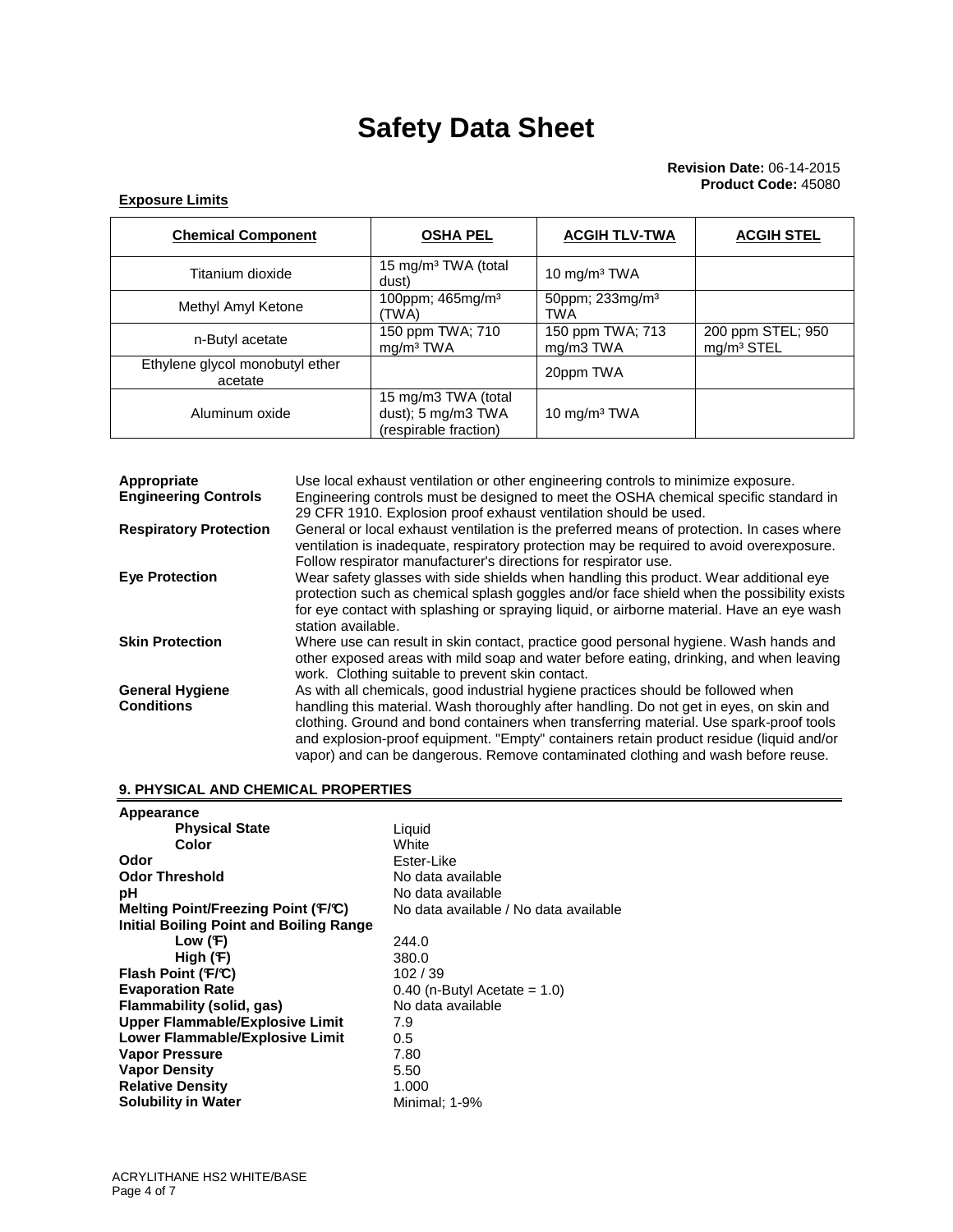# Safety Data Sheet

**Revision Date:** 06-14-2015
**Product Code:** 45080

**Exposure Limits**

| Chemical Component | OSHA PEL | ACGIH TLV-TWA | ACGIH STEL |
|---|---|---|---|
| Titanium dioxide | 15 mg/m³ TWA (total dust) | 10 mg/m³ TWA | |
| Methyl Amyl Ketone | 100ppm; 465mg/m³ (TWA) | 50ppm; 233mg/m³ TWA | |
| n-Butyl acetate | 150 ppm TWA; 710 mg/m³ TWA | 150 ppm TWA; 713 mg/m3 TWA | 200 ppm STEL; 950 mg/m³ STEL |
| Ethylene glycol monobutyl ether acetate | | 20ppm TWA | |
| Aluminum oxide | 15 mg/m3 TWA (total dust); 5 mg/m3 TWA (respirable fraction) | 10 mg/m³ TWA | |

**Appropriate Engineering Controls** Use local exhaust ventilation or other engineering controls to minimize exposure. Engineering controls must be designed to meet the OSHA chemical specific standard in 29 CFR 1910. Explosion proof exhaust ventilation should be used.

**Respiratory Protection** General or local exhaust ventilation is the preferred means of protection. In cases where ventilation is inadequate, respiratory protection may be required to avoid overexposure. Follow respirator manufacturer's directions for respirator use.

**Eye Protection** Wear safety glasses with side shields when handling this product. Wear additional eye protection such as chemical splash goggles and/or face shield when the possibility exists for eye contact with splashing or spraying liquid, or airborne material. Have an eye wash station available.

**Skin Protection** Where use can result in skin contact, practice good personal hygiene. Wash hands and other exposed areas with mild soap and water before eating, drinking, and when leaving work. Clothing suitable to prevent skin contact.

**General Hygiene Conditions** As with all chemicals, good industrial hygiene practices should be followed when handling this material. Wash thoroughly after handling. Do not get in eyes, on skin and clothing. Ground and bond containers when transferring material. Use spark-proof tools and explosion-proof equipment. "Empty" containers retain product residue (liquid and/or vapor) and can be dangerous. Remove contaminated clothing and wash before reuse.

## 9. PHYSICAL AND CHEMICAL PROPERTIES

**Appearance**

- **Physical State**: Liquid
- **Color**: White

**Odor**: Ester-Like
**Odor Threshold**: No data available
**pH**: No data available
**Melting Point/Freezing Point (°F/°C)**: No data available / No data available
**Initial Boiling Point and Boiling Range**

- **Low (°F)**: 244.0
- **High (°F)**: 380.0

**Flash Point (°F/°C)**: 102 / 39
**Evaporation Rate**: 0.40 (n-Butyl Acetate = 1.0)
**Flammability (solid, gas)**: No data available
**Upper Flammable/Explosive Limit**: 7.9
**Lower Flammable/Explosive Limit**: 0.5
**Vapor Pressure**: 7.80
**Vapor Density**: 5.50
**Relative Density**: 1.000
**Solubility in Water**: Minimal; 1-9%

ACRYLITHANE HS2 WHITE/BASE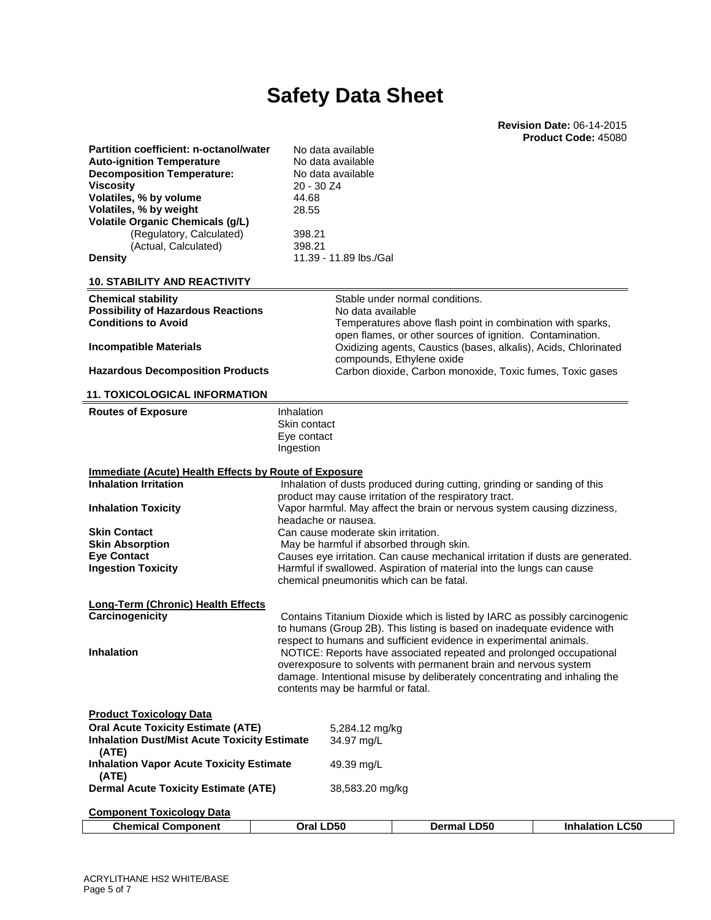# Safety Data Sheet

**Revision Date:** 06-14-2015
**Product Code:** 45080

| | |
|---|---|
| **Partition coefficient: n-octanol/water** | No data available |
| **Auto-ignition Temperature** | No data available |
| **Decomposition Temperature:** | No data available |
| **Viscosity** | 20 - 30 Z4 |
| **Volatiles, % by volume** | 44.68 |
| **Volatiles, % by weight** | 28.55 |
| **Volatile Organic Chemicals (g/L)** | |
| (Regulatory, Calculated) | 398.21 |
| (Actual, Calculated) | 398.21 |
| **Density** | 11.39 - 11.89 lbs./Gal |

## 10. STABILITY AND REACTIVITY

| | |
|---|---|
| **Chemical stability** | Stable under normal conditions. |
| **Possibility of Hazardous Reactions** | No data available |
| **Conditions to Avoid** | Temperatures above flash point in combination with sparks, open flames, or other sources of ignition. Contamination. |
| **Incompatible Materials** | Oxidizing agents, Caustics (bases, alkalis), Acids, Chlorinated compounds, Ethylene oxide |
| **Hazardous Decomposition Products** | Carbon dioxide, Carbon monoxide, Toxic fumes, Toxic gases |

## 11. TOXICOLOGICAL INFORMATION

**Routes of Exposure**
Inhalation
Skin contact
Eye contact
Ingestion

**Immediate (Acute) Health Effects by Route of Exposure**

| | |
|---|---|
| **Inhalation Irritation** | Inhalation of dusts produced during cutting, grinding or sanding of this product may cause irritation of the respiratory tract. |
| **Inhalation Toxicity** | Vapor harmful. May affect the brain or nervous system causing dizziness, headache or nausea. |
| **Skin Contact** | Can cause moderate skin irritation. |
| **Skin Absorption** | May be harmful if absorbed through skin. |
| **Eye Contact** | Causes eye irritation. Can cause mechanical irritation if dusts are generated. |
| **Ingestion Toxicity** | Harmful if swallowed. Aspiration of material into the lungs can cause chemical pneumonitis which can be fatal. |

**Long-Term (Chronic) Health Effects**

| | |
|---|---|
| **Carcinogenicity** | Contains Titanium Dioxide which is listed by IARC as possibly carcinogenic to humans (Group 2B). This listing is based on inadequate evidence with respect to humans and sufficient evidence in experimental animals. |
| **Inhalation** | NOTICE: Reports have associated repeated and prolonged occupational overexposure to solvents with permanent brain and nervous system damage. Intentional misuse by deliberately concentrating and inhaling the contents may be harmful or fatal. |

**Product Toxicology Data**

| | |
|---|---|
| **Oral Acute Toxicity Estimate (ATE)** | 5,284.12 mg/kg |
| **Inhalation Dust/Mist Acute Toxicity Estimate (ATE)** | 34.97 mg/L |
| **Inhalation Vapor Acute Toxicity Estimate (ATE)** | 49.39 mg/L |
| **Dermal Acute Toxicity Estimate (ATE)** | 38,583.20 mg/kg |

**Component Toxicology Data**

| Chemical Component | Oral LD50 | Dermal LD50 | Inhalation LC50 |
|---|---|---|---|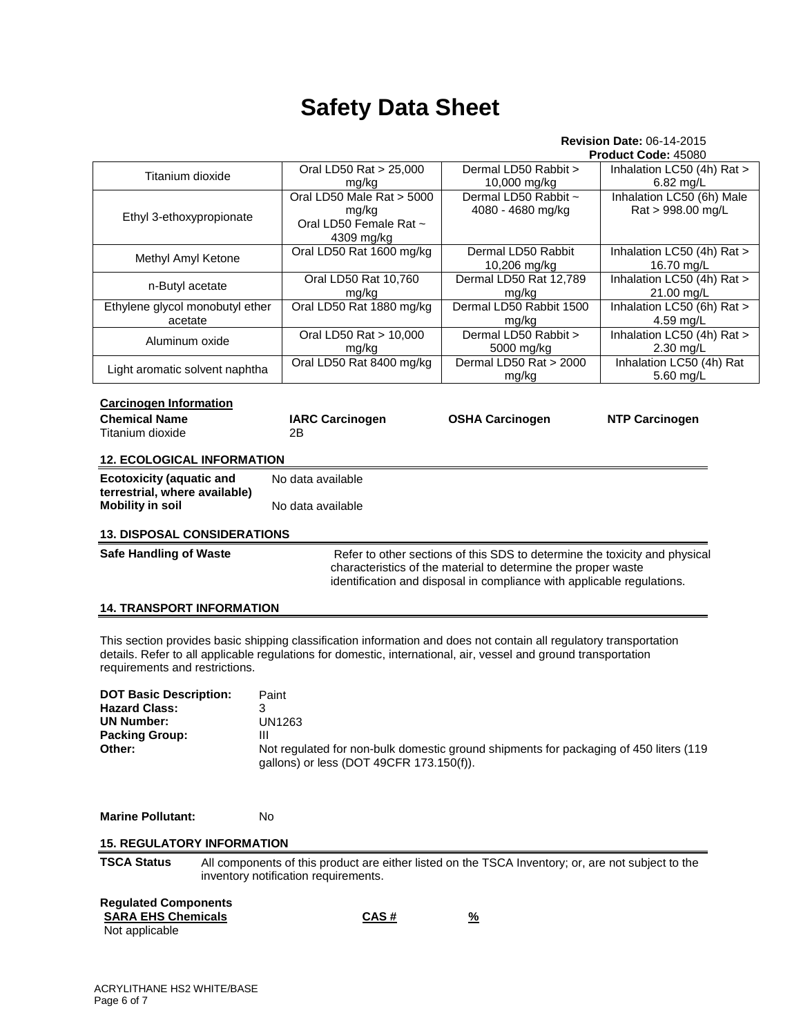# Safety Data Sheet

**Revision Date:** 06-14-2015
**Product Code:** 45080

| | | | |
|---|---|---|---|
| Titanium dioxide | Oral LD50 Rat > 25,000 mg/kg | Dermal LD50 Rabbit > 10,000 mg/kg | Inhalation LC50 (4h) Rat > 6.82 mg/L |
| Ethyl 3-ethoxypropionate | Oral LD50 Male Rat > 5000 mg/kg<br>Oral LD50 Female Rat ~ 4309 mg/kg | Dermal LD50 Rabbit ~ 4080 - 4680 mg/kg | Inhalation LC50 (6h) Male Rat > 998.00 mg/L |
| Methyl Amyl Ketone | Oral LD50 Rat 1600 mg/kg | Dermal LD50 Rabbit 10,206 mg/kg | Inhalation LC50 (4h) Rat > 16.70 mg/L |
| n-Butyl acetate | Oral LD50 Rat 10,760 mg/kg | Dermal LD50 Rat 12,789 mg/kg | Inhalation LC50 (4h) Rat > 21.00 mg/L |
| Ethylene glycol monobutyl ether acetate | Oral LD50 Rat 1880 mg/kg | Dermal LD50 Rabbit 1500 mg/kg | Inhalation LC50 (6h) Rat > 4.59 mg/L |
| Aluminum oxide | Oral LD50 Rat > 10,000 mg/kg | Dermal LD50 Rabbit > 5000 mg/kg | Inhalation LC50 (4h) Rat > 2.30 mg/L |
| Light aromatic solvent naphtha | Oral LD50 Rat 8400 mg/kg | Dermal LD50 Rat > 2000 mg/kg | Inhalation LC50 (4h) Rat 5.60 mg/L |

**Carcinogen Information**

| Chemical Name | IARC Carcinogen | OSHA Carcinogen | NTP Carcinogen |
|---|---|---|---|
| Titanium dioxide | 2B | | |

## 12. ECOLOGICAL INFORMATION

**Ecotoxicity (aquatic and terrestrial, where available)** No data available

**Mobility in soil** No data available

## 13. DISPOSAL CONSIDERATIONS

**Safe Handling of Waste** Refer to other sections of this SDS to determine the toxicity and physical characteristics of the material to determine the proper waste identification and disposal in compliance with applicable regulations.

## 14. TRANSPORT INFORMATION

This section provides basic shipping classification information and does not contain all regulatory transportation details. Refer to all applicable regulations for domestic, international, air, vessel and ground transportation requirements and restrictions.

**DOT Basic Description:** Paint
**Hazard Class:** 3
**UN Number:** UN1263
**Packing Group:** III
**Other:** Not regulated for non-bulk domestic ground shipments for packaging of 450 liters (119 gallons) or less (DOT 49CFR 173.150(f)).

**Marine Pollutant:** No

## 15. REGULATORY INFORMATION

**TSCA Status** All components of this product are either listed on the TSCA Inventory; or, are not subject to the inventory notification requirements.

**Regulated Components**

| SARA EHS Chemicals | CAS # | % |
|---|---|---|
| Not applicable | | |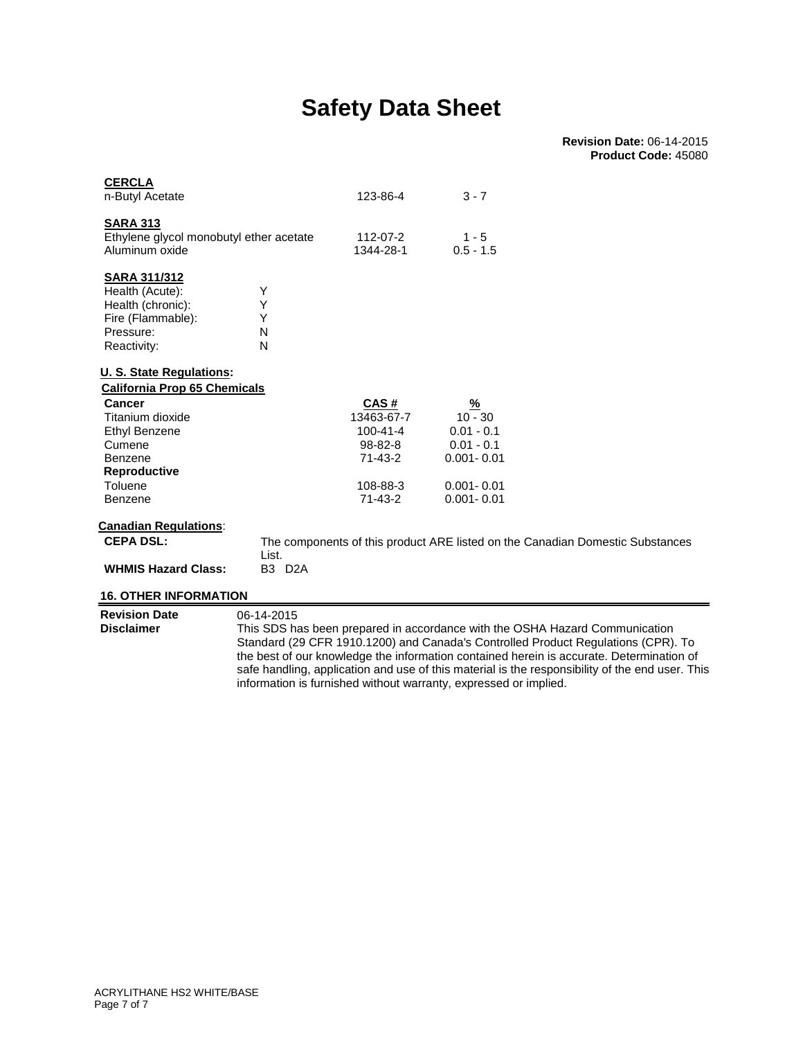# Safety Data Sheet

**Revision Date:** 06-14-2015
**Product Code:** 45080

**CERCLA**

| | | |
|---|---|---|
| n-Butyl Acetate | 123-86-4 | 3 - 7 |

**SARA 313**

| | | |
|---|---|---|
| Ethylene glycol monobutyl ether acetate | 112-07-2 | 1 - 5 |
| Aluminum oxide | 1344-28-1 | 0.5 - 1.5 |

**SARA 311/312**

| | |
|---|---|
| Health (Acute): | Y |
| Health (chronic): | Y |
| Fire (Flammable): | Y |
| Pressure: | N |
| Reactivity: | N |

**U. S. State Regulations:**

**California Prop 65 Chemicals**

| | CAS # | % |
|---|---|---|
| **Cancer** | | |
| Titanium dioxide | 13463-67-7 | 10 - 30 |
| Ethyl Benzene | 100-41-4 | 0.01 - 0.1 |
| Cumene | 98-82-8 | 0.01 - 0.1 |
| Benzene | 71-43-2 | 0.001- 0.01 |
| **Reproductive** | | |
| Toluene | 108-88-3 | 0.001- 0.01 |
| Benzene | 71-43-2 | 0.001- 0.01 |

**Canadian Regulations**:

**CEPA DSL:** The components of this product ARE listed on the Canadian Domestic Substances List.

**WHMIS Hazard Class:** B3 D2A

## 16. OTHER INFORMATION

**Revision Date** 06-14-2015

**Disclaimer** This SDS has been prepared in accordance with the OSHA Hazard Communication Standard (29 CFR 1910.1200) and Canada's Controlled Product Regulations (CPR). To the best of our knowledge the information contained herein is accurate. Determination of safe handling, application and use of this material is the responsibility of the end user. This information is furnished without warranty, expressed or implied.